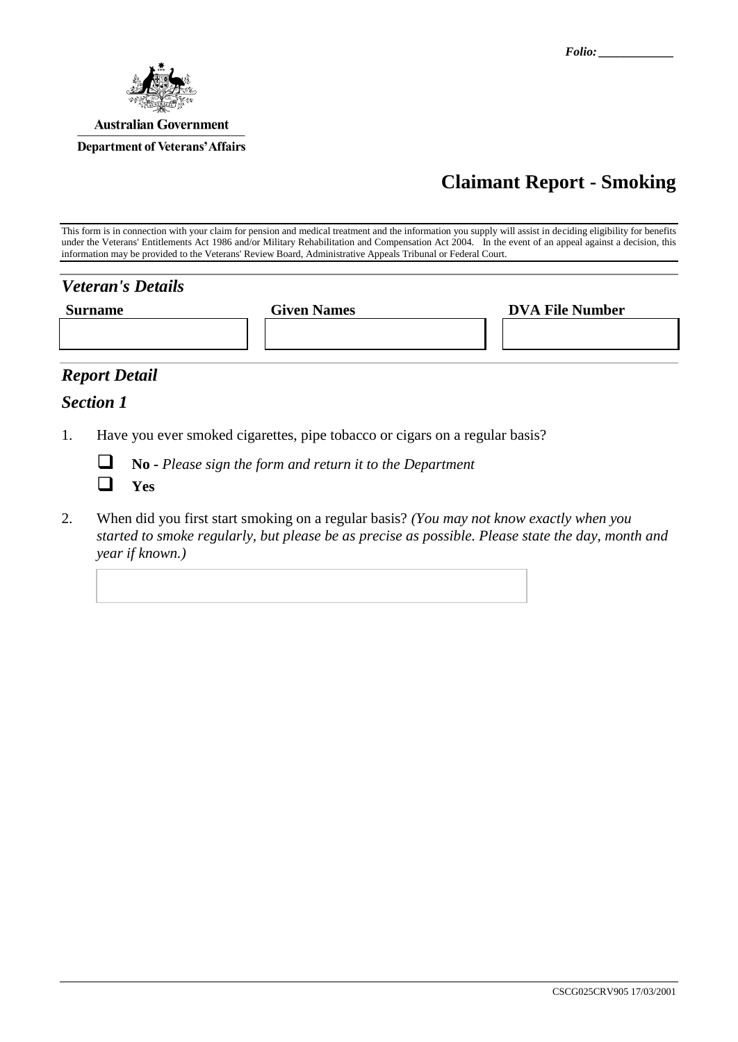Folio: ____________

Australian Government

Department of Veterans' Affairs

# Claimant Report - Smoking

This form is in connection with your claim for pension and medical treatment and the information you supply will assist in deciding eligibility for benefits under the Veterans' Entitlements Act 1986 and/or Military Rehabilitation and Compensation Act 2004. In the event of an appeal against a decision, this information may be provided to the Veterans' Review Board, Administrative Appeals Tribunal or Federal Court.

## *Veteran's Details*

| Surname | Given Names | DVA File Number |
| --- | --- | --- |
| | | |

## *Report Detail*

### *Section 1*

1. Have you ever smoked cigarettes, pipe tobacco or cigars on a regular basis?

   - ☐ **No** - *Please sign the form and return it to the Department*
   - ☐ **Yes**

2. When did you first start smoking on a regular basis? *(You may not know exactly when you started to smoke regularly, but please be as precise as possible. Please state the day, month and year if known.)*

   ______________________________

CSCG025CRV905 17/03/2001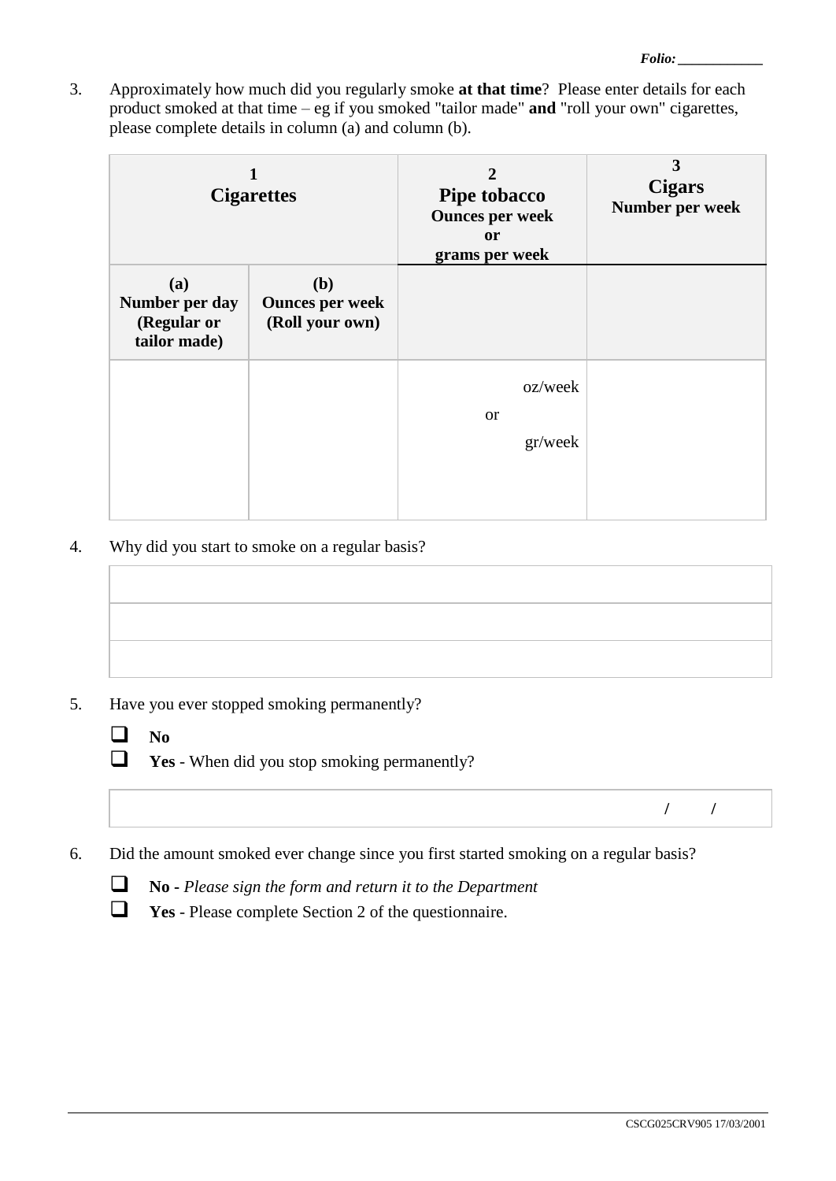*Folio:* ___________

3. Approximately how much did you regularly smoke **at that time**? Please enter details for each product smoked at that time – eg if you smoked "tailor made" **and** "roll your own" cigarettes, please complete details in column (a) and column (b).

| **1 Cigarettes** | | **2 Pipe tobacco Ounces per week or grams per week** | **3 Cigars Number per week** |
|---|---|---|---|
| **(a) Number per day (Regular or tailor made)** | **(b) Ounces per week (Roll your own)** | | |
| | | oz/week or gr/week | |

4. Why did you start to smoke on a regular basis?

| |
|---|
| |
| |
| |

5. Have you ever stopped smoking permanently?

- ❑ **No**
- ❑ **Yes** - When did you stop smoking permanently?

| / / |
|---|

6. Did the amount smoked ever change since you first started smoking on a regular basis?

- ❑ **No** - *Please sign the form and return it to the Department*
- ❑ **Yes** - Please complete Section 2 of the questionnaire.

CSCG025CRV905 17/03/2001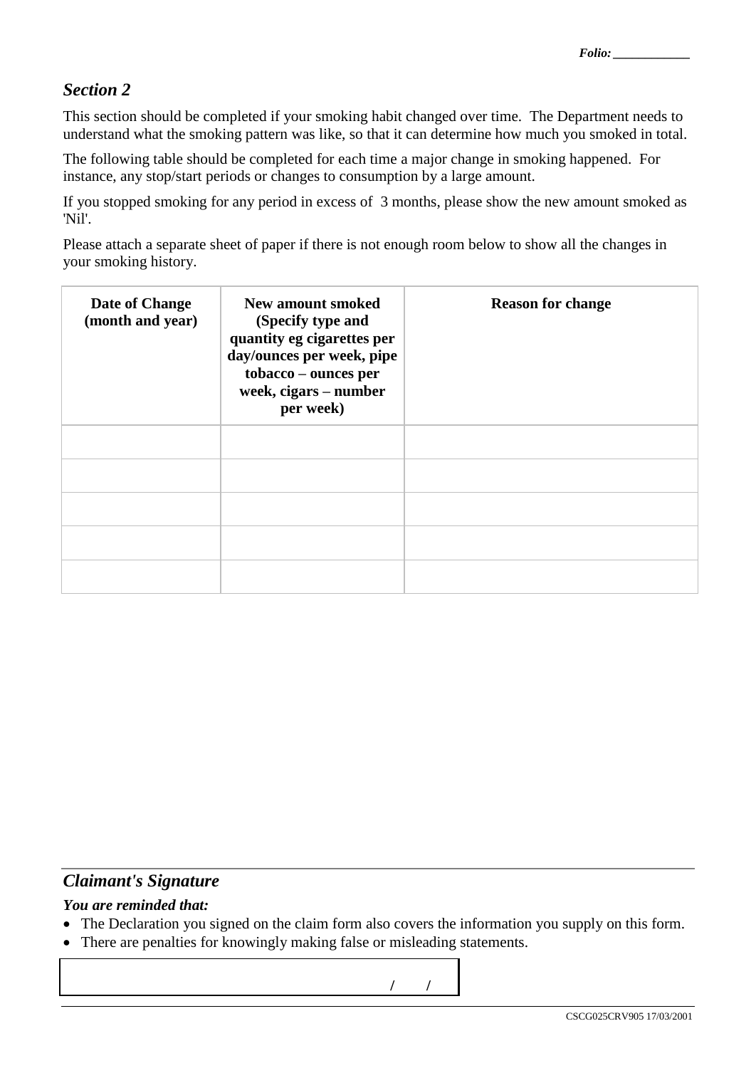Folio: ____________

## *Section 2*

This section should be completed if your smoking habit changed over time. The Department needs to understand what the smoking pattern was like, so that it can determine how much you smoked in total.

The following table should be completed for each time a major change in smoking happened. For instance, any stop/start periods or changes to consumption by a large amount.

If you stopped smoking for any period in excess of 3 months, please show the new amount smoked as 'Nil'.

Please attach a separate sheet of paper if there is not enough room below to show all the changes in your smoking history.

| **Date of Change (month and year)** | **New amount smoked (Specify type and quantity eg cigarettes per day/ounces per week, pipe tobacco – ounces per week, cigars – number per week)** | **Reason for change** |
|---|---|---|
| | | |
| | | |
| | | |
| | | |
| | | |

## *Claimant's Signature*

***You are reminded that:***

- The Declaration you signed on the claim form also covers the information you supply on this form.
- There are penalties for knowingly making false or misleading statements.

/ /

CSCG025CRV905 17/03/2001